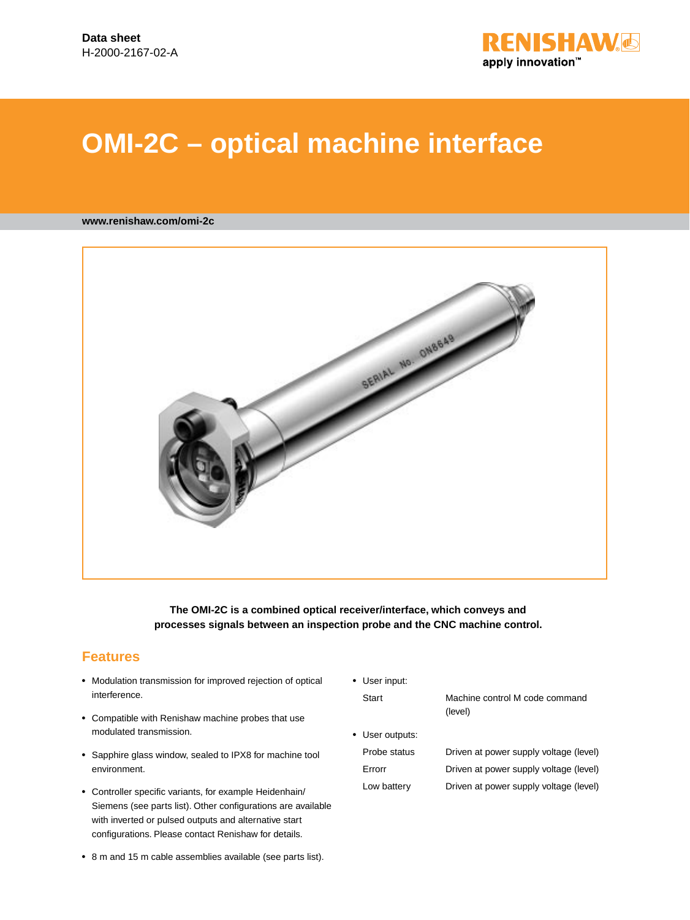**Data sheet**
H-2000-2167-02-A

# OMI-2C – optical machine interface

**www.renishaw.com/omi-2c**

**The OMI-2C is a combined optical receiver/interface, which conveys and processes signals between an inspection probe and the CNC machine control.**

## Features

- Modulation transmission for improved rejection of optical interference.
- Compatible with Renishaw machine probes that use modulated transmission.
- Sapphire glass window, sealed to IPX8 for machine tool environment.
- Controller specific variants, for example Heidenhain/Siemens (see parts list). Other configurations are available with inverted or pulsed outputs and alternative start configurations. Please contact Renishaw for details.
- 8 m and 15 m cable assemblies available (see parts list).
- User input:

| | |
|---|---|
| Start | Machine control M code command (level) |

- User outputs:

| | |
|---|---|
| Probe status | Driven at power supply voltage (level) |
| Errorr | Driven at power supply voltage (level) |
| Low battery | Driven at power supply voltage (level) |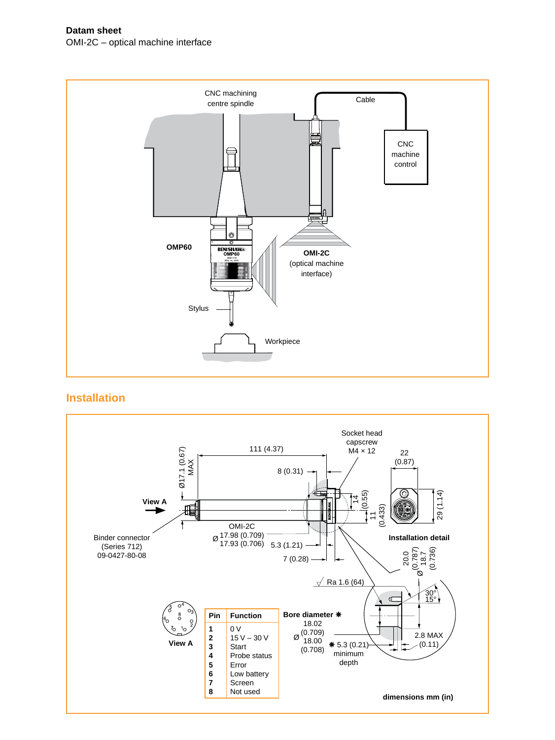**Datam sheet**
OMI-2C – optical machine interface

CNC machining centre spindle

Cable

CNC machine control

OMP60

OMI-2C (optical machine interface)

Stylus

Workpiece

## Installation

Socket head capscrew M4 × 12

111 (4.37)

Ø17.1 (0.67) MAX

8 (0.31)

22 (0.87)

View A

14 (0.55)

11 (0.433)

29 (1.14)

OMI-2C

Binder connector (Series 712) 09-0427-80-08

Ø 17.98 (0.709) 17.93 (0.706)

5.3 (1.21)

7 (0.28)

**Installation detail**

Ø 20.0 (0.787) 18.7 (0.736)

Ra 1.6 (64)

30° 15°

View A

| Pin | Function |
|---|---|
| 1 | 0 V |
| 2 | 15 V – 30 V |
| 3 | Start |
| 4 | Probe status |
| 5 | Error |
| 6 | Low battery |
| 7 | Screen |
| 8 | Not used |

**Bore diameter ❋**
Ø 18.02 (0.709) 18.00 (0.708)

❋ 5.3 (0.21) minimum depth

2.8 MAX (0.11)

**dimensions mm (in)**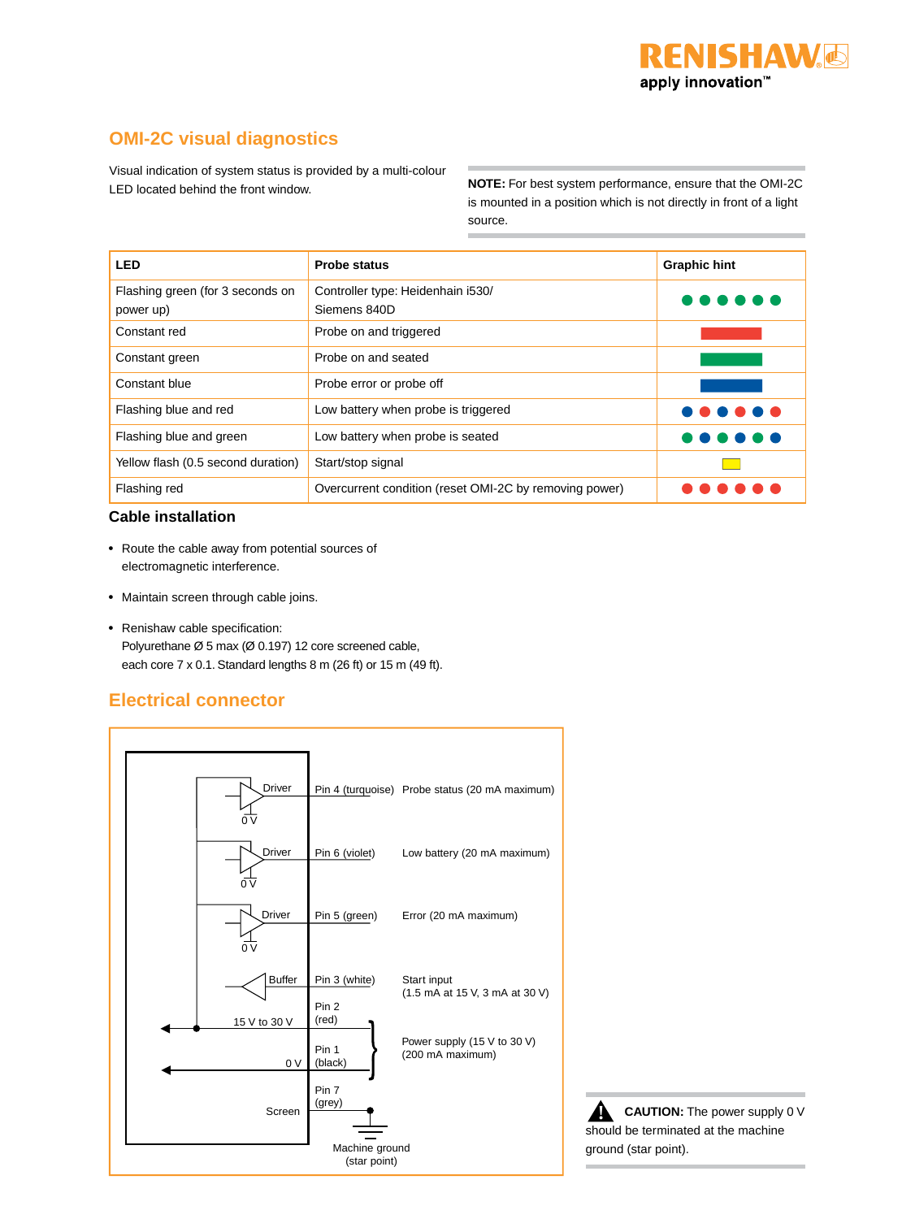## OMI-2C visual diagnostics

Visual indication of system status is provided by a multi-colour LED located behind the front window.

**NOTE:** For best system performance, ensure that the OMI-2C is mounted in a position which is not directly in front of a light source.

| LED | Probe status | Graphic hint |
|---|---|---|
| Flashing green (for 3 seconds on power up) | Controller type: Heidenhain i530/ Siemens 840D | |
| Constant red | Probe on and triggered | |
| Constant green | Probe on and seated | |
| Constant blue | Probe error or probe off | |
| Flashing blue and red | Low battery when probe is triggered | |
| Flashing blue and green | Low battery when probe is seated | |
| Yellow flash (0.5 second duration) | Start/stop signal | |
| Flashing red | Overcurrent condition (reset OMI-2C by removing power) | |

### Cable installation

- Route the cable away from potential sources of electromagnetic interference.
- Maintain screen through cable joins.
- Renishaw cable specification:
  Polyurethane Ø 5 max (Ø 0.197) 12 core screened cable, each core 7 x 0.1. Standard lengths 8 m (26 ft) or 15 m (49 ft).

## Electrical connector

| Circuit element | Pin | Function |
|---|---|---|
| Driver (0 V) | Pin 4 (turquoise) | Probe status (20 mA maximum) |
| Driver (0 V) | Pin 6 (violet) | Low battery (20 mA maximum) |
| Driver (0 V) | Pin 5 (green) | Error (20 mA maximum) |
| Buffer | Pin 3 (white) | Start input (1.5 mA at 15 V, 3 mA at 30 V) |
| 15 V to 30 V | Pin 2 (red) | Power supply (15 V to 30 V) (200 mA maximum) |
| 0 V | Pin 1 (black) | |
| Screen | Pin 7 (grey) | Machine ground (star point) |

**CAUTION:** The power supply 0 V should be terminated at the machine ground (star point).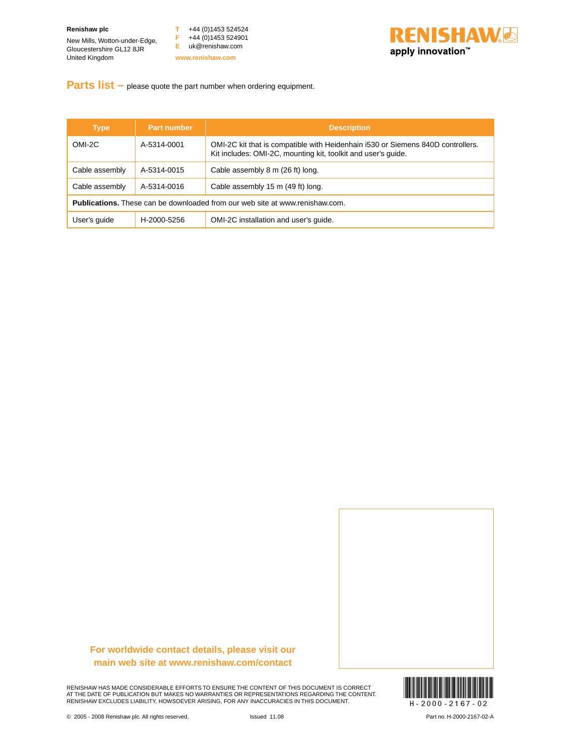**Renishaw plc**

New Mills, Wotton-under-Edge,
Gloucestershire GL12 8JR
United Kingdom

T +44 (0)1453 524524
F +44 (0)1453 524901
E uk@renishaw.com
www.renishaw.com

RENISHAW
apply innovation™

## Parts list – please quote the part number when ordering equipment.

| Type | Part number | Description |
|---|---|---|
| OMI-2C | A-5314-0001 | OMI-2C kit that is compatible with Heidenhain i530 or Siemens 840D controllers. Kit includes: OMI-2C, mounting kit, toolkit and user's guide. |
| Cable assembly | A-5314-0015 | Cable assembly 8 m (26 ft) long. |
| Cable assembly | A-5314-0016 | Cable assembly 15 m (49 ft) long. |
| **Publications.** These can be downloaded from our web site at www.renishaw.com. | | |
| User's guide | H-2000-5256 | OMI-2C installation and user's guide. |

**For worldwide contact details, please visit our main web site at www.renishaw.com/contact**

RENISHAW HAS MADE CONSIDERABLE EFFORTS TO ENSURE THE CONTENT OF THIS DOCUMENT IS CORRECT AT THE DATE OF PUBLICATION BUT MAKES NO WARRANTIES OR REPRESENTATIONS REGARDING THE CONTENT. RENISHAW EXCLUDES LIABILITY, HOWSOEVER ARISING, FOR ANY INACCURACIES IN THIS DOCUMENT.

H-2000-2167-02

© 2005 - 2008 Renishaw plc. All rights reserved. Issued 11.08 Part no. H-2000-2167-02-A